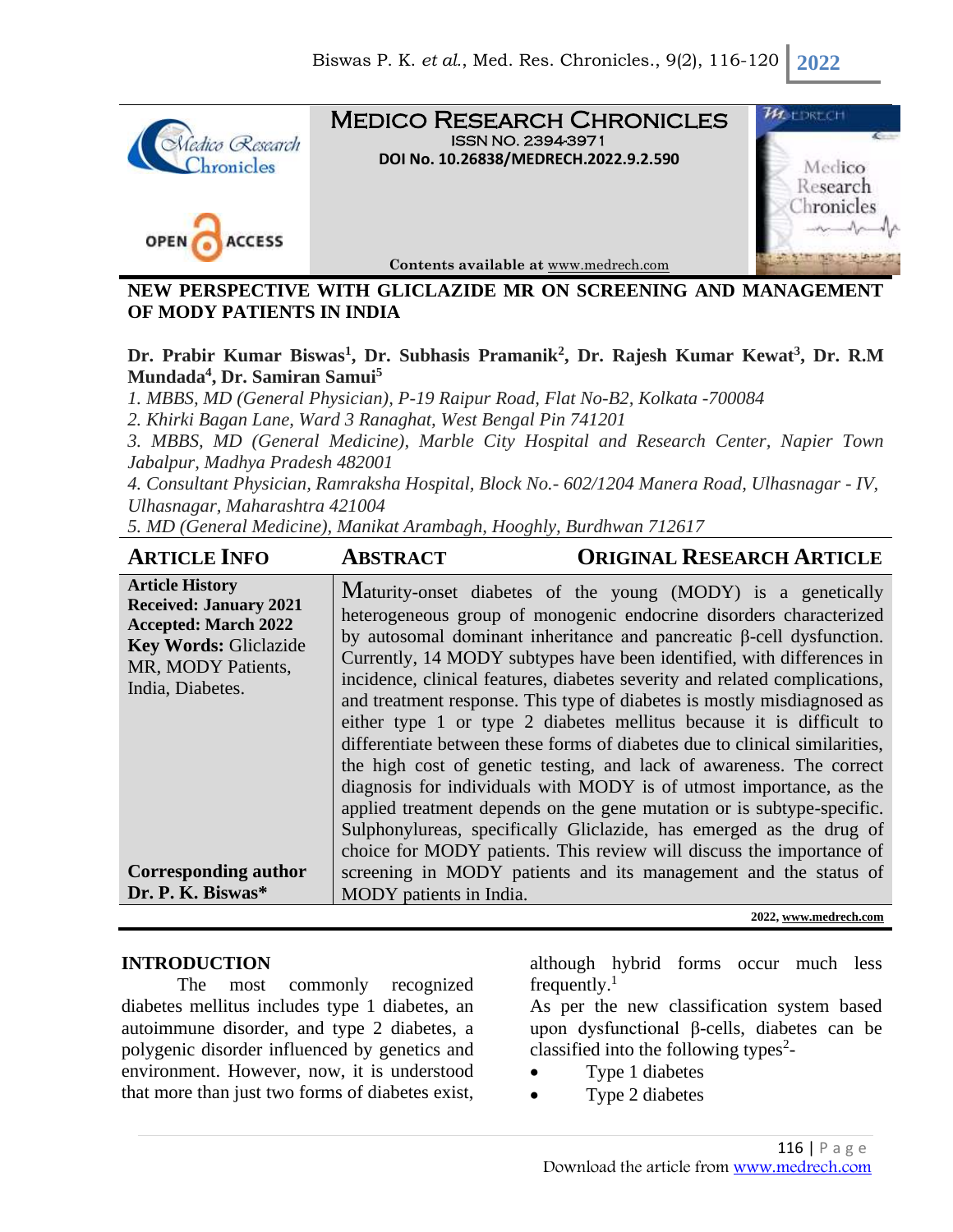# MEDICO RESEARCH CHRONICLES

ISSN NO. 2394-3971

DOI No. 10.26838/MEDRECH.2022.9.2.590

Contents available at www.medrech.com

## NEW PERSPECTIVE WITH GLICLAZIDE MR ON SCREENING AND MANAGEMENT OF MODY PATIENTS IN INDIA

**Dr. Prabir Kumar Biswas[1], Dr. Subhasis Pramanik[2], Dr. Rajesh Kumar Kewat[3], Dr. R.M Mundada[4], Dr. Samiran Samui[5]**

*1. MBBS, MD (General Physician), P-19 Raipur Road, Flat No-B2, Kolkata -700084*

*2. Khirki Bagan Lane, Ward 3 Ranaghat, West Bengal Pin 741201*

*3. MBBS, MD (General Medicine), Marble City Hospital and Research Center, Napier Town Jabalpur, Madhya Pradesh 482001*

*4. Consultant Physician, Ramraksha Hospital, Block No.- 602/1204 Manera Road, Ulhasnagar - IV, Ulhasnagar, Maharashtra 421004*

*5. MD (General Medicine), Manikat Arambagh, Hooghly, Burdhwan 712617*

### ARTICLE INFO

**Article History**
**Received: January 2021**
**Accepted: March 2022**
**Key Words:** Gliclazide MR, MODY Patients, India, Diabetes.

**Corresponding author**
**Dr. P. K. Biswas***

### ABSTRACT

**ORIGINAL RESEARCH ARTICLE**

Maturity-onset diabetes of the young (MODY) is a genetically heterogeneous group of monogenic endocrine disorders characterized by autosomal dominant inheritance and pancreatic β-cell dysfunction. Currently, 14 MODY subtypes have been identified, with differences in incidence, clinical features, diabetes severity and related complications, and treatment response. This type of diabetes is mostly misdiagnosed as either type 1 or type 2 diabetes mellitus because it is difficult to differentiate between these forms of diabetes due to clinical similarities, the high cost of genetic testing, and lack of awareness. The correct diagnosis for individuals with MODY is of utmost importance, as the applied treatment depends on the gene mutation or is subtype-specific. Sulphonylureas, specifically Gliclazide, has emerged as the drug of choice for MODY patients. This review will discuss the importance of screening in MODY patients and its management and the status of MODY patients in India.

2022, www.medrech.com

## INTRODUCTION

The most commonly recognized diabetes mellitus includes type 1 diabetes, an autoimmune disorder, and type 2 diabetes, a polygenic disorder influenced by genetics and environment. However, now, it is understood that more than just two forms of diabetes exist, although hybrid forms occur much less frequently.[1]

As per the new classification system based upon dysfunctional β-cells, diabetes can be classified into the following types[2]-

- Type 1 diabetes
- Type 2 diabetes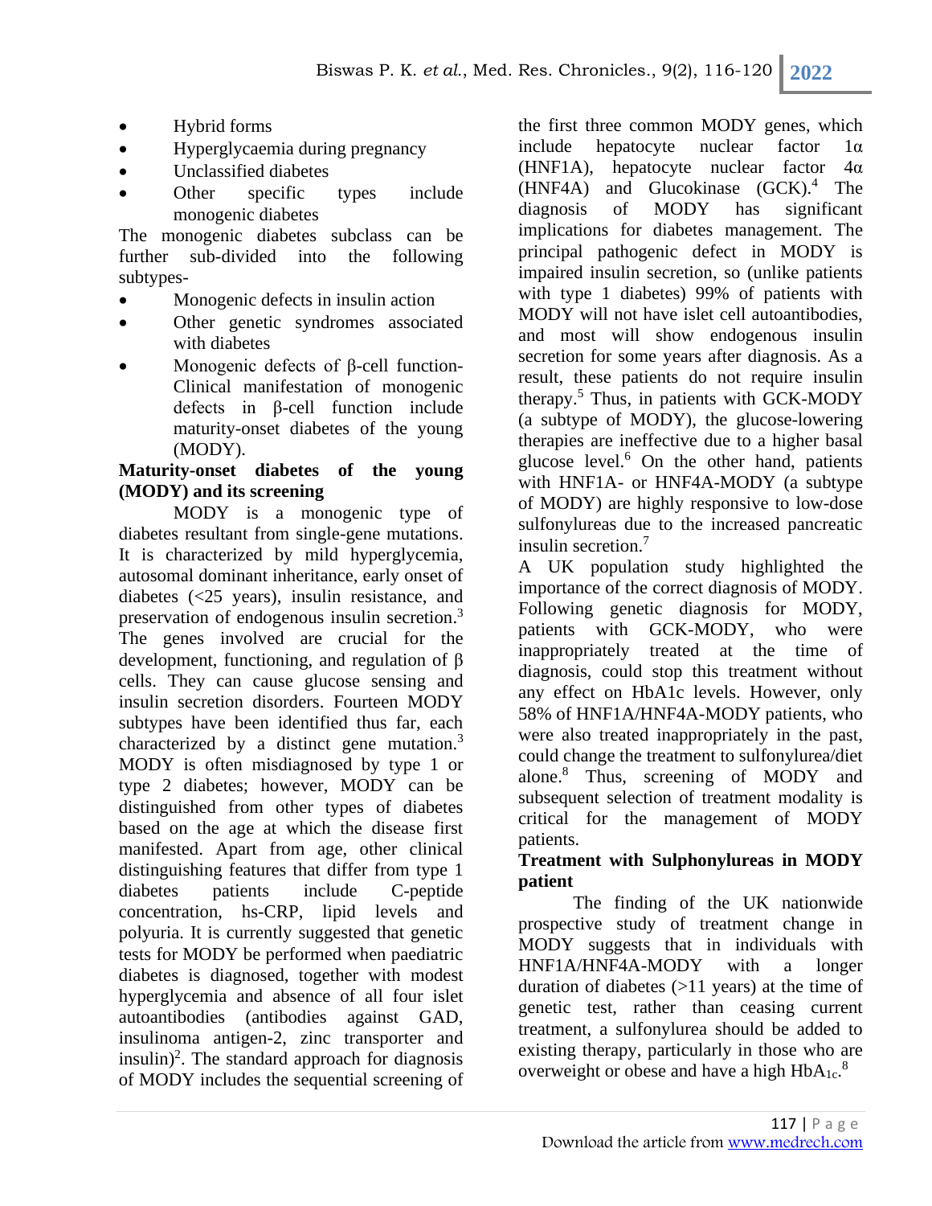- Hybrid forms
- Hyperglycaemia during pregnancy
- Unclassified diabetes
- Other specific types include monogenic diabetes

The monogenic diabetes subclass can be further sub-divided into the following subtypes-

- Monogenic defects in insulin action
- Other genetic syndromes associated with diabetes
- Monogenic defects of β-cell function- Clinical manifestation of monogenic defects in β-cell function include maturity-onset diabetes of the young (MODY).

**Maturity-onset diabetes of the young (MODY) and its screening**

MODY is a monogenic type of diabetes resultant from single-gene mutations. It is characterized by mild hyperglycemia, autosomal dominant inheritance, early onset of diabetes (<25 years), insulin resistance, and preservation of endogenous insulin secretion.[3] The genes involved are crucial for the development, functioning, and regulation of β cells. They can cause glucose sensing and insulin secretion disorders. Fourteen MODY subtypes have been identified thus far, each characterized by a distinct gene mutation.[3] MODY is often misdiagnosed by type 1 or type 2 diabetes; however, MODY can be distinguished from other types of diabetes based on the age at which the disease first manifested. Apart from age, other clinical distinguishing features that differ from type 1 diabetes patients include C-peptide concentration, hs-CRP, lipid levels and polyuria. It is currently suggested that genetic tests for MODY be performed when paediatric diabetes is diagnosed, together with modest hyperglycemia and absence of all four islet autoantibodies (antibodies against GAD, insulinoma antigen-2, zinc transporter and insulin)[2]. The standard approach for diagnosis of MODY includes the sequential screening of the first three common MODY genes, which include hepatocyte nuclear factor 1α (HNF1A), hepatocyte nuclear factor 4α (HNF4A) and Glucokinase (GCK).[4] The diagnosis of MODY has significant implications for diabetes management. The principal pathogenic defect in MODY is impaired insulin secretion, so (unlike patients with type 1 diabetes) 99% of patients with MODY will not have islet cell autoantibodies, and most will show endogenous insulin secretion for some years after diagnosis. As a result, these patients do not require insulin therapy.[5] Thus, in patients with GCK-MODY (a subtype of MODY), the glucose-lowering therapies are ineffective due to a higher basal glucose level.[6] On the other hand, patients with HNF1A- or HNF4A-MODY (a subtype of MODY) are highly responsive to low-dose sulfonylureas due to the increased pancreatic insulin secretion.[7]

A UK population study highlighted the importance of the correct diagnosis of MODY. Following genetic diagnosis for MODY, patients with GCK-MODY, who were inappropriately treated at the time of diagnosis, could stop this treatment without any effect on HbA1c levels. However, only 58% of HNF1A/HNF4A-MODY patients, who were also treated inappropriately in the past, could change the treatment to sulfonylurea/diet alone.[8] Thus, screening of MODY and subsequent selection of treatment modality is critical for the management of MODY patients.

**Treatment with Sulphonylureas in MODY patient**

The finding of the UK nationwide prospective study of treatment change in MODY suggests that in individuals with HNF1A/HNF4A-MODY with a longer duration of diabetes (>11 years) at the time of genetic test, rather than ceasing current treatment, a sulfonylurea should be added to existing therapy, particularly in those who are overweight or obese and have a high $HbA_{1c}$.[8]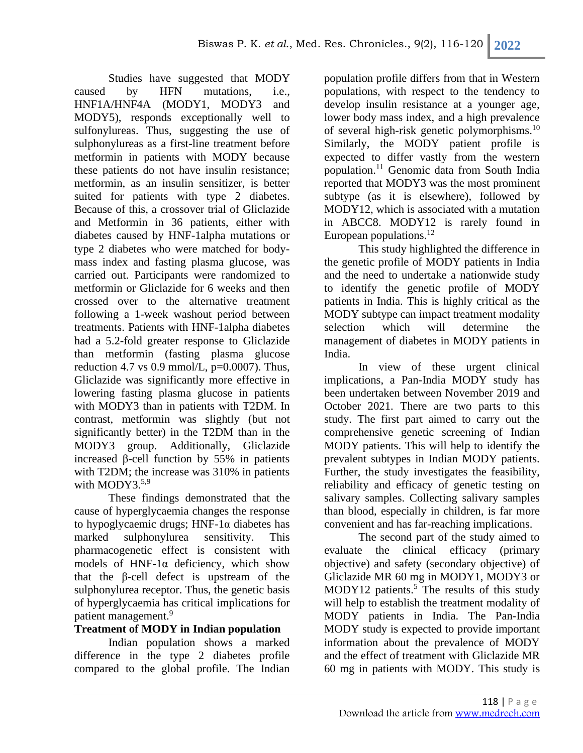Studies have suggested that MODY caused by HFN mutations, i.e., HNF1A/HNF4A (MODY1, MODY3 and MODY5), responds exceptionally well to sulfonylureas. Thus, suggesting the use of sulphonylureas as a first-line treatment before metformin in patients with MODY because these patients do not have insulin resistance; metformin, as an insulin sensitizer, is better suited for patients with type 2 diabetes. Because of this, a crossover trial of Gliclazide and Metformin in 36 patients, either with diabetes caused by HNF-1alpha mutations or type 2 diabetes who were matched for body-mass index and fasting plasma glucose, was carried out. Participants were randomized to metformin or Gliclazide for 6 weeks and then crossed over to the alternative treatment following a 1-week washout period between treatments. Patients with HNF-1alpha diabetes had a 5.2-fold greater response to Gliclazide than metformin (fasting plasma glucose reduction 4.7 vs 0.9 mmol/L, p=0.0007). Thus, Gliclazide was significantly more effective in lowering fasting plasma glucose in patients with MODY3 than in patients with T2DM. In contrast, metformin was slightly (but not significantly better) in the T2DM than in the MODY3 group. Additionally, Gliclazide increased β-cell function by 55% in patients with T2DM; the increase was 310% in patients with MODY3.[5,9]

These findings demonstrated that the cause of hyperglycaemia changes the response to hypoglycaemic drugs; HNF-1α diabetes has marked sulphonylurea sensitivity. This pharmacogenetic effect is consistent with models of HNF-1α deficiency, which show that the β-cell defect is upstream of the sulphonylurea receptor. Thus, the genetic basis of hyperglycaemia has critical implications for patient management.[9]

**Treatment of MODY in Indian population**

Indian population shows a marked difference in the type 2 diabetes profile compared to the global profile. The Indian population profile differs from that in Western populations, with respect to the tendency to develop insulin resistance at a younger age, lower body mass index, and a high prevalence of several high-risk genetic polymorphisms.[10] Similarly, the MODY patient profile is expected to differ vastly from the western population.[11] Genomic data from South India reported that MODY3 was the most prominent subtype (as it is elsewhere), followed by MODY12, which is associated with a mutation in ABCC8. MODY12 is rarely found in European populations.[12]

This study highlighted the difference in the genetic profile of MODY patients in India and the need to undertake a nationwide study to identify the genetic profile of MODY patients in India. This is highly critical as the MODY subtype can impact treatment modality selection which will determine the management of diabetes in MODY patients in India.

In view of these urgent clinical implications, a Pan-India MODY study has been undertaken between November 2019 and October 2021. There are two parts to this study. The first part aimed to carry out the comprehensive genetic screening of Indian MODY patients. This will help to identify the prevalent subtypes in Indian MODY patients. Further, the study investigates the feasibility, reliability and efficacy of genetic testing on salivary samples. Collecting salivary samples than blood, especially in children, is far more convenient and has far-reaching implications.

The second part of the study aimed to evaluate the clinical efficacy (primary objective) and safety (secondary objective) of Gliclazide MR 60 mg in MODY1, MODY3 or MODY12 patients.[5] The results of this study will help to establish the treatment modality of MODY patients in India. The Pan-India MODY study is expected to provide important information about the prevalence of MODY and the effect of treatment with Gliclazide MR 60 mg in patients with MODY. This study is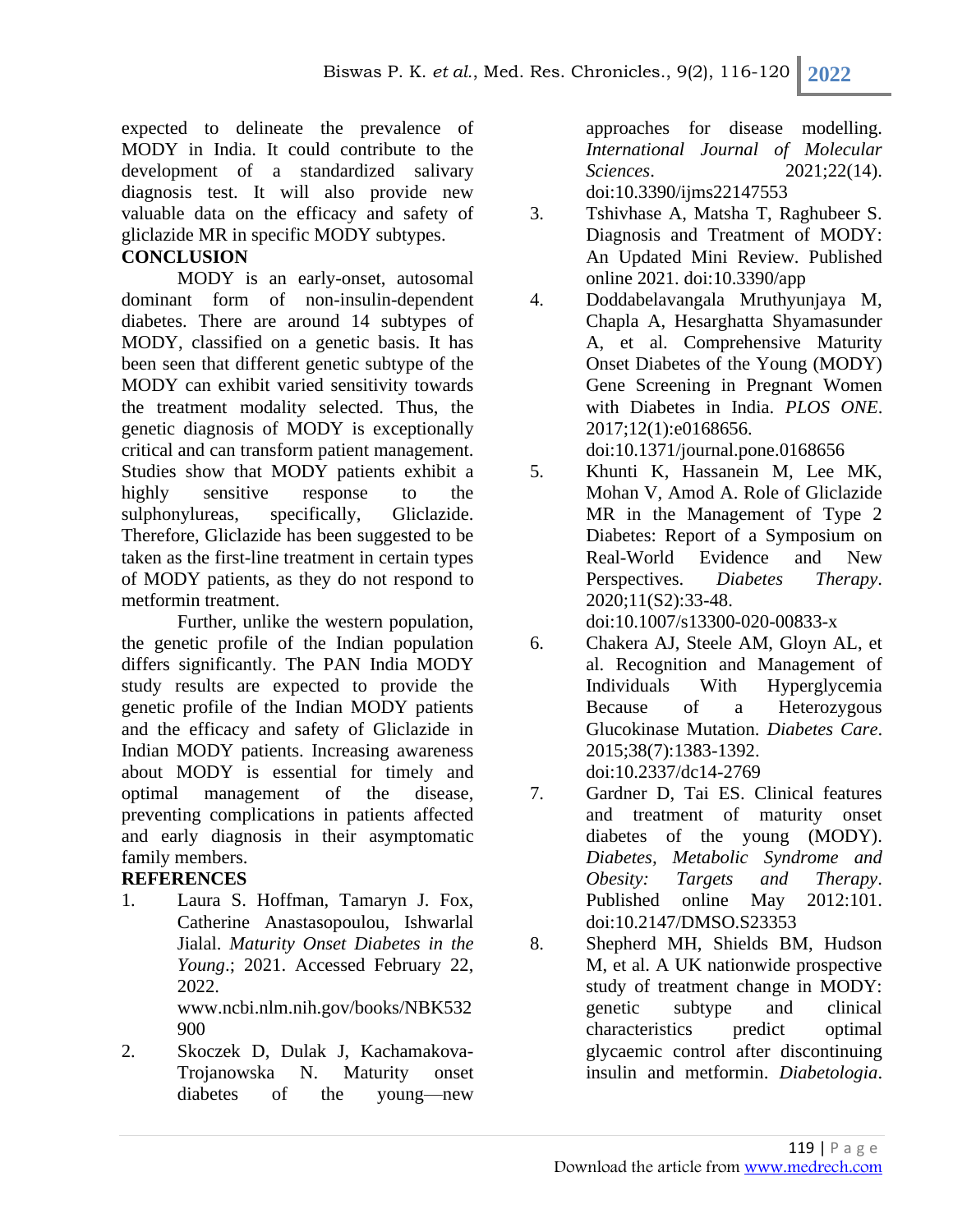expected to delineate the prevalence of MODY in India. It could contribute to the development of a standardized salivary diagnosis test. It will also provide new valuable data on the efficacy and safety of gliclazide MR in specific MODY subtypes.

## CONCLUSION

MODY is an early-onset, autosomal dominant form of non-insulin-dependent diabetes. There are around 14 subtypes of MODY, classified on a genetic basis. It has been seen that different genetic subtype of the MODY can exhibit varied sensitivity towards the treatment modality selected. Thus, the genetic diagnosis of MODY is exceptionally critical and can transform patient management. Studies show that MODY patients exhibit a highly sensitive response to the sulphonylureas, specifically, Gliclazide. Therefore, Gliclazide has been suggested to be taken as the first-line treatment in certain types of MODY patients, as they do not respond to metformin treatment.

Further, unlike the western population, the genetic profile of the Indian population differs significantly. The PAN India MODY study results are expected to provide the genetic profile of the Indian MODY patients and the efficacy and safety of Gliclazide in Indian MODY patients. Increasing awareness about MODY is essential for timely and optimal management of the disease, preventing complications in patients affected and early diagnosis in their asymptomatic family members.

## REFERENCES

1. Laura S. Hoffman, Tamaryn J. Fox, Catherine Anastasopoulou, Ishwarlal Jialal. *Maturity Onset Diabetes in the Young*.; 2021. Accessed February 22, 2022. www.ncbi.nlm.nih.gov/books/NBK532900
2. Skoczek D, Dulak J, Kachamakova-Trojanowska N. Maturity onset diabetes of the young—new approaches for disease modelling. *International Journal of Molecular Sciences*. 2021;22(14). doi:10.3390/ijms22147553
3. Tshivhase A, Matsha T, Raghubeer S. Diagnosis and Treatment of MODY: An Updated Mini Review. Published online 2021. doi:10.3390/app
4. Doddabelavangala Mruthyunjaya M, Chapla A, Hesarghatta Shyamasunder A, et al. Comprehensive Maturity Onset Diabetes of the Young (MODY) Gene Screening in Pregnant Women with Diabetes in India. *PLOS ONE*. 2017;12(1):e0168656. doi:10.1371/journal.pone.0168656
5. Khunti K, Hassanein M, Lee MK, Mohan V, Amod A. Role of Gliclazide MR in the Management of Type 2 Diabetes: Report of a Symposium on Real-World Evidence and New Perspectives. *Diabetes Therapy*. 2020;11(S2):33-48. doi:10.1007/s13300-020-00833-x
6. Chakera AJ, Steele AM, Gloyn AL, et al. Recognition and Management of Individuals With Hyperglycemia Because of a Heterozygous Glucokinase Mutation. *Diabetes Care*. 2015;38(7):1383-1392. doi:10.2337/dc14-2769
7. Gardner D, Tai ES. Clinical features and treatment of maturity onset diabetes of the young (MODY). *Diabetes, Metabolic Syndrome and Obesity: Targets and Therapy*. Published online May 2012:101. doi:10.2147/DMSO.S23353
8. Shepherd MH, Shields BM, Hudson M, et al. A UK nationwide prospective study of treatment change in MODY: genetic subtype and clinical characteristics predict optimal glycaemic control after discontinuing insulin and metformin. *Diabetologia*.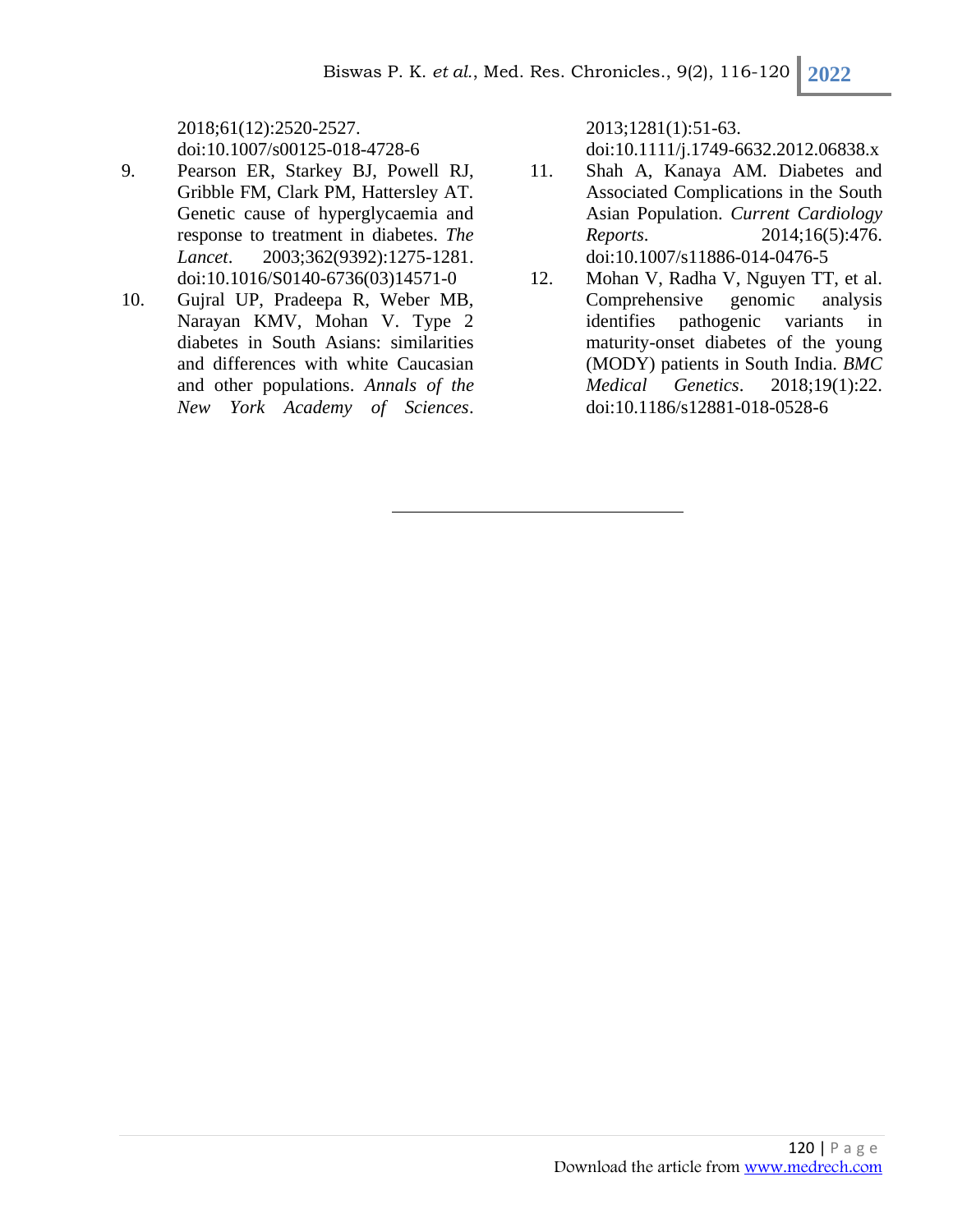2018;61(12):2520-2527. doi:10.1007/s00125-018-4728-6

9. Pearson ER, Starkey BJ, Powell RJ, Gribble FM, Clark PM, Hattersley AT. Genetic cause of hyperglycaemia and response to treatment in diabetes. *The Lancet*. 2003;362(9392):1275-1281. doi:10.1016/S0140-6736(03)14571-0
10. Gujral UP, Pradeepa R, Weber MB, Narayan KMV, Mohan V. Type 2 diabetes in South Asians: similarities and differences with white Caucasian and other populations. *Annals of the New York Academy of Sciences*. 2013;1281(1):51-63. doi:10.1111/j.1749-6632.2012.06838.x
11. Shah A, Kanaya AM. Diabetes and Associated Complications in the South Asian Population. *Current Cardiology Reports*. 2014;16(5):476. doi:10.1007/s11886-014-0476-5
12. Mohan V, Radha V, Nguyen TT, et al. Comprehensive genomic analysis identifies pathogenic variants in maturity-onset diabetes of the young (MODY) patients in South India. *BMC Medical Genetics*. 2018;19(1):22. doi:10.1186/s12881-018-0528-6

---

Download the article from www.medrech.com